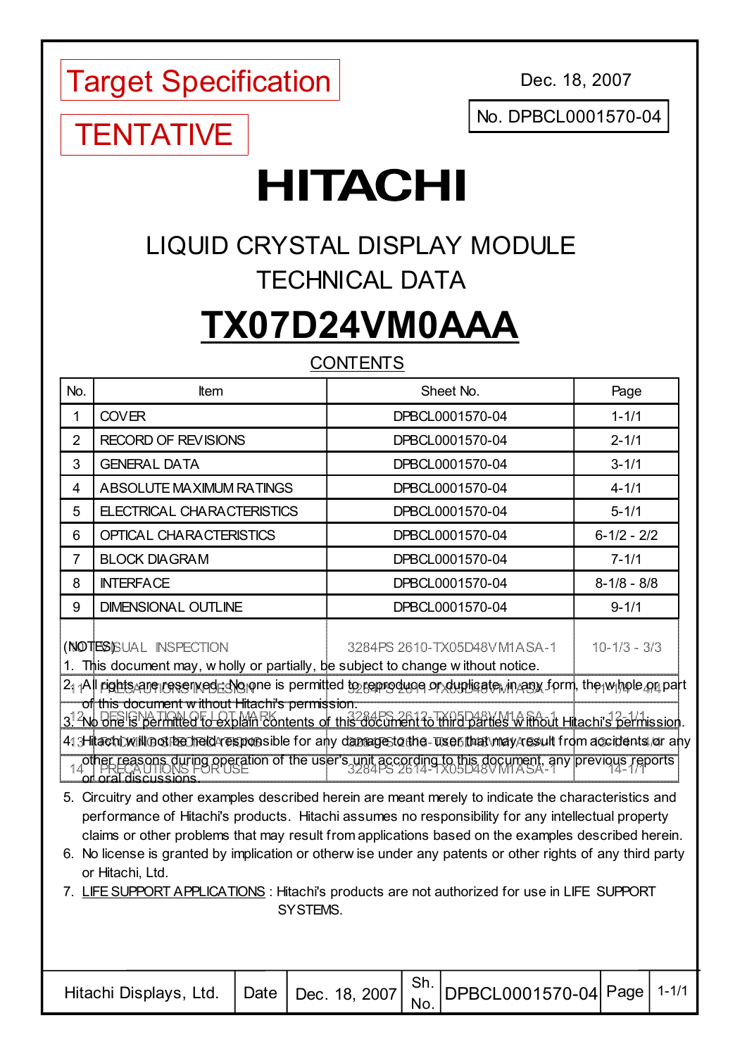Target Specification

TENTATIVE

Dec. 18, 2007

No. DPBCL0001570-04

# HITACHI

## LIQUID CRYSTAL DISPLAY MODULE
## TECHNICAL DATA

# TX07D24VM0AAA

CONTENTS

| No. | Item | Sheet No. | Page |
|---|---|---|---|
| 1 | COVER | DPBCL0001570-04 | 1-1/1 |
| 2 | RECORD OF REVISIONS | DPBCL0001570-04 | 2-1/1 |
| 3 | GENERAL DATA | DPBCL0001570-04 | 3-1/1 |
| 4 | ABSOLUTE MAXIMUM RATINGS | DPBCL0001570-04 | 4-1/1 |
| 5 | ELECTRICAL CHARACTERISTICS | DPBCL0001570-04 | 5-1/1 |
| 6 | OPTICAL CHARACTERISTICS | DPBCL0001570-04 | 6-1/2 - 2/2 |
| 7 | BLOCK DIAGRAM | DPBCL0001570-04 | 7-1/1 |
| 8 | INTERFACE | DPBCL0001570-04 | 8-1/8 - 8/8 |
| 9 | DIMENSIONAL OUTLINE | DPBCL0001570-04 | 9-1/1 |

(NOTES)

1. This document may, wholly or partially, be subject to change without notice.
2. All rights are reserved: No one is permitted to reproduce or duplicate, in any form, the whole or part of this document without Hitachi's permission.
3. No one is permitted to explain contents of this document to third parties without Hitachi's permission.
4. Hitachi will not be held responsible for any damage to the user that may result from accidents or any other reasons during operation of the user's unit according to this document, any previous reports or oral discussions.
5. Circuitry and other examples described herein are meant merely to indicate the characteristics and performance of Hitachi's products. Hitachi assumes no responsibility for any intellectual property claims or other problems that may result from applications based on the examples described herein.
6. No license is granted by implication or otherwise under any patents or other rights of any third party or Hitachi, Ltd.
7. LIFE SUPPORT APPLICATIONS : Hitachi's products are not authorized for use in LIFE SUPPORT SYSTEMS.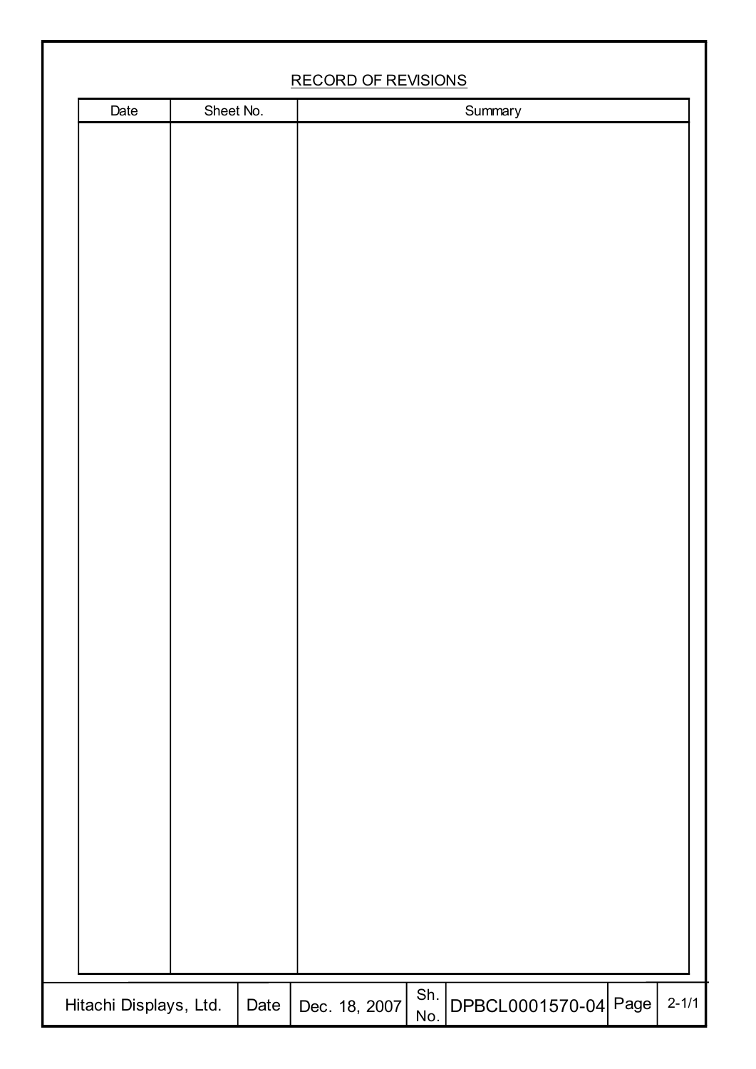RECORD OF REVISIONS

| Date | Sheet No. | Summary |
|---|---|---|
| | | |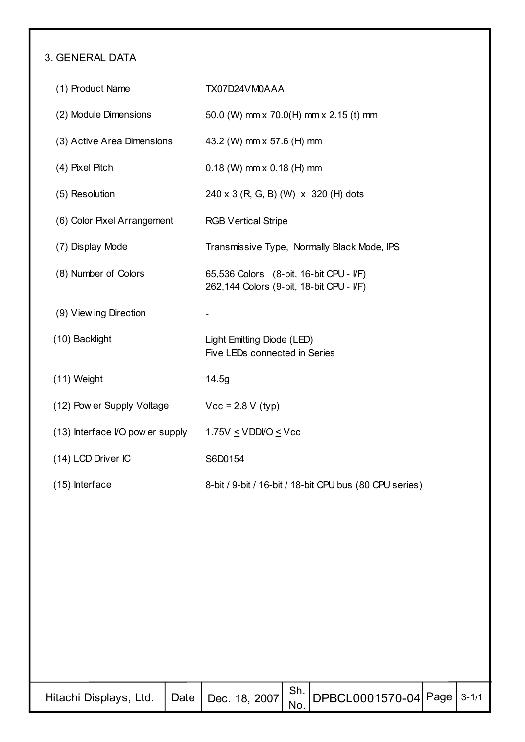## 3. GENERAL DATA

| | |
|---|---|
| (1) Product Name | TX07D24VM0AAA |
| (2) Module Dimensions | 50.0 (W) mm x 70.0(H) mm x 2.15 (t) mm |
| (3) Active Area Dimensions | 43.2 (W) mm x 57.6 (H) mm |
| (4) Pixel Pitch | 0.18 (W) mm x 0.18 (H) mm |
| (5) Resolution | 240 x 3 (R, G, B) (W) x 320 (H) dots |
| (6) Color Pixel Arrangement | RGB Vertical Stripe |
| (7) Display Mode | Transmissive Type, Normally Black Mode, IPS |
| (8) Number of Colors | 65,536 Colors (8-bit, 16-bit CPU - I/F)<br>262,144 Colors (9-bit, 18-bit CPU - I/F) |
| (9) Viewing Direction | - |
| (10) Backlight | Light Emitting Diode (LED)<br>Five LEDs connected in Series |
| (11) Weight | 14.5g |
| (12) Power Supply Voltage | Vcc = 2.8 V (typ) |
| (13) Interface I/O power supply | 1.75V ≤ VDDI/O ≤ Vcc |
| (14) LCD Driver IC | S6D0154 |
| (15) Interface | 8-bit / 9-bit / 16-bit / 18-bit CPU bus (80 CPU series) |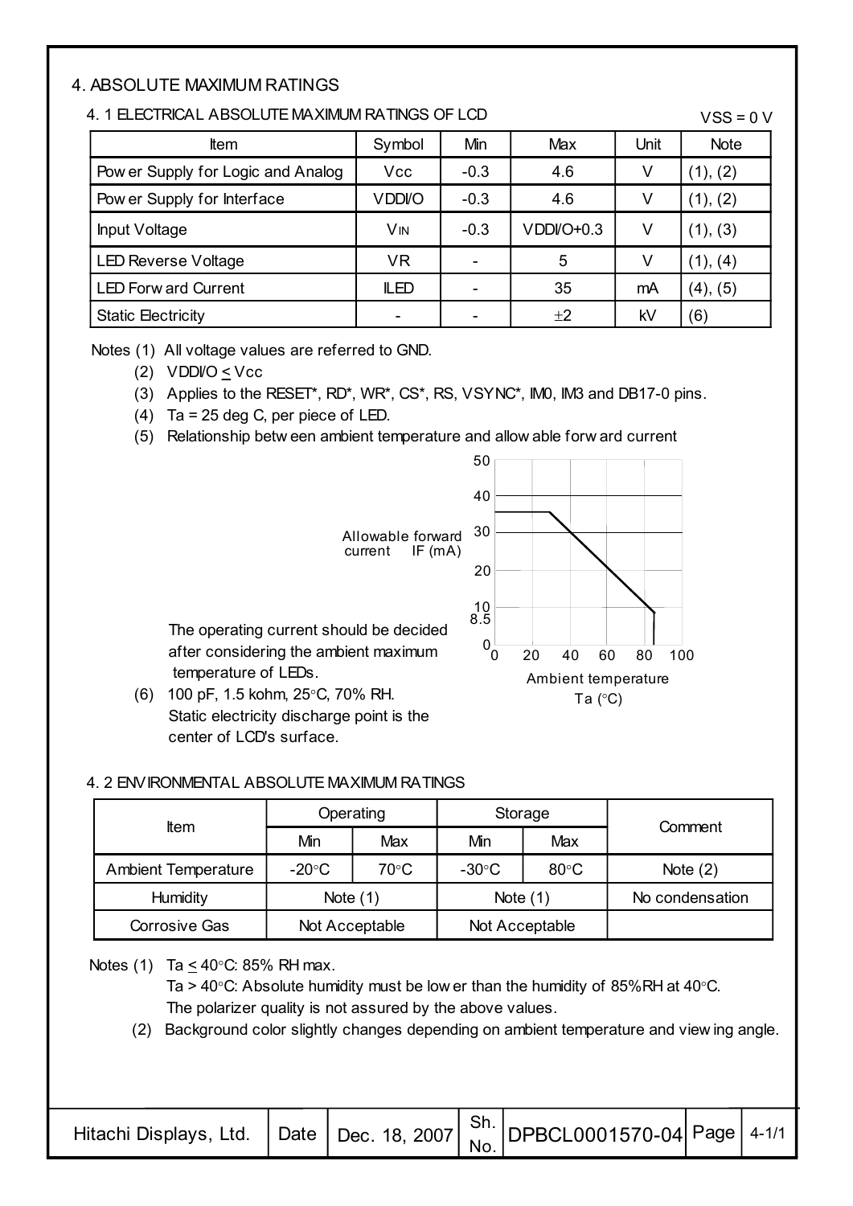# 4. ABSOLUTE MAXIMUM RATINGS

## 4. 1 ELECTRICAL ABSOLUTE MAXIMUM RATINGS OF LCD

VSS = 0 V

| Item | Symbol | Min | Max | Unit | Note |
|---|---|---|---|---|---|
| Power Supply for Logic and Analog | Vcc | -0.3 | 4.6 | V | (1), (2) |
| Power Supply for Interface | VDDI/O | -0.3 | 4.6 | V | (1), (2) |
| Input Voltage | $V_{IN}$ | -0.3 | VDDI/O+0.3 | V | (1), (3) |
| LED Reverse Voltage | VR | - | 5 | V | (1), (4) |
| LED Forward Current | ILED | - | 35 | mA | (4), (5) |
| Static Electricity | - | - | ±2 | kV | (6) |

Notes (1) All voltage values are referred to GND.

(2) VDDI/O ≤ Vcc

(3) Applies to the RESET*, RD*, WR*, CS*, RS, VSYNC*, IM0, IM3 and DB17-0 pins.

(4) Ta = 25 deg C, per piece of LED.

(5) Relationship between ambient temperature and allowable forward current

Allowable forward current IF (mA)

Ambient temperature Ta (°C)

The operating current should be decided after considering the ambient maximum temperature of LEDs.

(6) 100 pF, 1.5 kohm, 25°C, 70% RH.
Static electricity discharge point is the center of LCD's surface.

## 4. 2 ENVIRONMENTAL ABSOLUTE MAXIMUM RATINGS

| Item | Operating | | Storage | | Comment |
|---|---|---|---|---|---|
| | Min | Max | Min | Max | |
| Ambient Temperature | -20°C | 70°C | -30°C | 80°C | Note (2) |
| Humidity | Note (1) | | Note (1) | | No condensation |
| Corrosive Gas | Not Acceptable | | Not Acceptable | | |

Notes (1) Ta ≤ 40°C: 85% RH max.
Ta > 40°C: Absolute humidity must be lower than the humidity of 85%RH at 40°C.
The polarizer quality is not assured by the above values.

(2) Background color slightly changes depending on ambient temperature and viewing angle.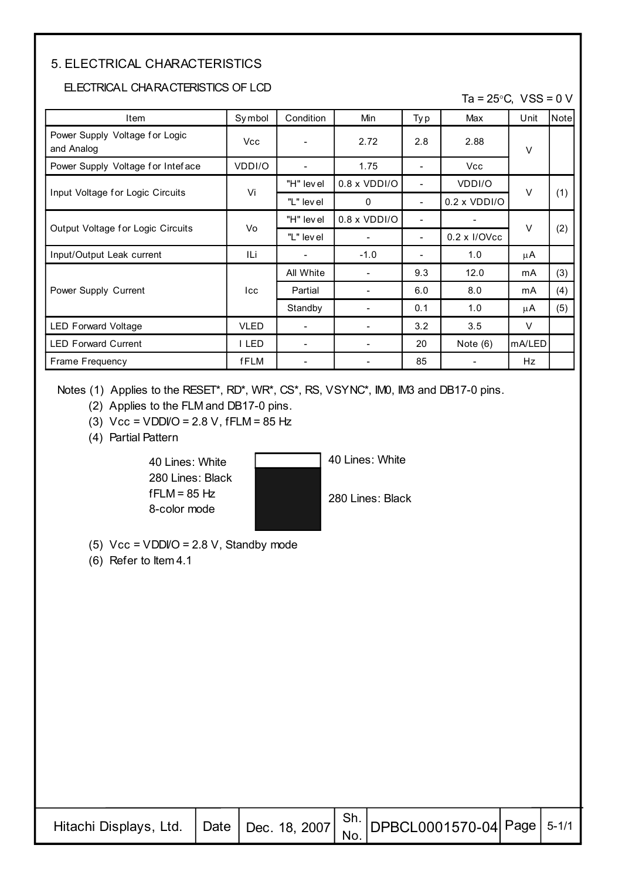## 5. ELECTRICAL CHARACTERISTICS

### ELECTRICAL CHARACTERISTICS OF LCD

Ta = 25°C, VSS = 0 V

| Item | Symbol | Condition | Min | Typ | Max | Unit | Note |
|---|---|---|---|---|---|---|---|
| Power Supply Voltage for Logic and Analog | Vcc | - | 2.72 | 2.8 | 2.88 | V | |
| Power Supply Voltage for Inteface | VDDI/O | - | 1.75 | - | Vcc | | |
| Input Voltage for Logic Circuits | Vi | "H" level | 0.8 x VDDI/O | - | VDDI/O | V | (1) |
| | | "L" level | 0 | - | 0.2 x VDDI/O | | |
| Output Voltage for Logic Circuits | Vo | "H" level | 0.8 x VDDI/O | - | - | V | (2) |
| | | "L" level | - | - | 0.2 x I/OVcc | | |
| Input/Output Leak current | ILi | - | -1.0 | - | 1.0 | μA | |
| Power Supply Current | Icc | All White | - | 9.3 | 12.0 | mA | (3) |
| | | Partial | - | 6.0 | 8.0 | mA | (4) |
| | | Standby | - | 0.1 | 1.0 | μA | (5) |
| LED Forward Voltage | VLED | - | - | 3.2 | 3.5 | V | |
| LED Forward Current | I LED | - | - | 20 | Note (6) | mA/LED | |
| Frame Frequency | fFLM | - | - | 85 | - | Hz | |

Notes (1) Applies to the RESET*, RD*, WR*, CS*, RS, VSYNC*, IM0, IM3 and DB17-0 pins.

(2) Applies to the FLM and DB17-0 pins.

(3) Vcc = VDDI/O = 2.8 V, fFLM = 85 Hz

(4) Partial Pattern

40 Lines: White
280 Lines: Black
fFLM = 85 Hz
8-color mode

40 Lines: White

280 Lines: Black

(5) Vcc = VDDI/O = 2.8 V, Standby mode

(6) Refer to Item 4.1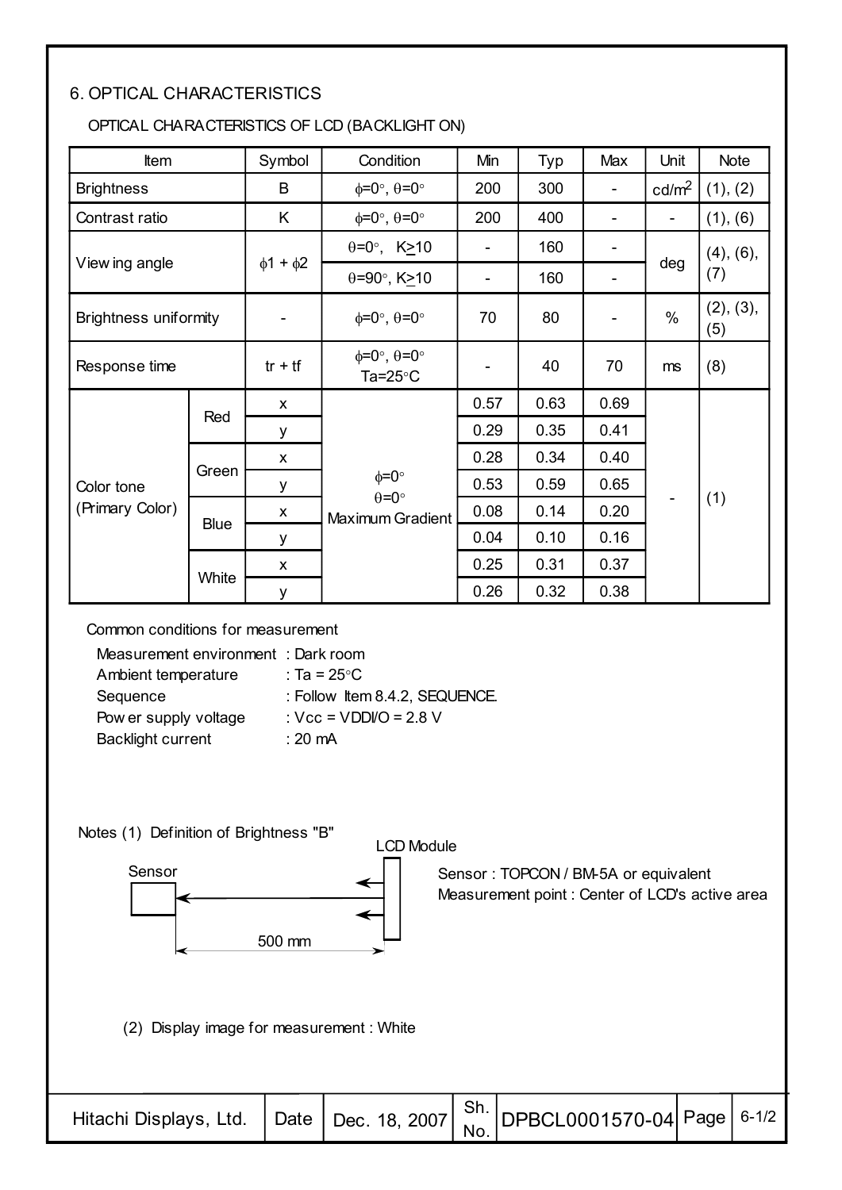## 6. OPTICAL CHARACTERISTICS

OPTICAL CHARACTERISTICS OF LCD (BACKLIGHT ON)

| Item | | Symbol | Condition | Min | Typ | Max | Unit | Note |
|---|---|---|---|---|---|---|---|---|
| Brightness | | B | $\phi$=0°, $\theta$=0° | 200 | 300 | - | cd/m$^2$ | (1), (2) |
| Contrast ratio | | K | $\phi$=0°, $\theta$=0° | 200 | 400 | - | - | (1), (6) |
| Viewing angle | | $\phi$1 + $\phi$2 | $\theta$=0°, K$\geq$10 | - | 160 | - | deg | (4), (6), (7) |
| | | | $\theta$=90°, K$\geq$10 | - | 160 | - | | |
| Brightness uniformity | | - | $\phi$=0°, $\theta$=0° | 70 | 80 | - | % | (2), (3), (5) |
| Response time | | tr + tf | $\phi$=0°, $\theta$=0° Ta=25°C | - | 40 | 70 | ms | (8) |
| Color tone (Primary Color) | Red | x | $\phi$=0° $\theta$=0° Maximum Gradient | 0.57 | 0.63 | 0.69 | - | (1) |
| | | y | | 0.29 | 0.35 | 0.41 | | |
| | Green | x | | 0.28 | 0.34 | 0.40 | | |
| | | y | | 0.53 | 0.59 | 0.65 | | |
| | Blue | x | | 0.08 | 0.14 | 0.20 | | |
| | | y | | 0.04 | 0.10 | 0.16 | | |
| | White | x | | 0.25 | 0.31 | 0.37 | | |
| | | y | | 0.26 | 0.32 | 0.38 | | |

Common conditions for measurement

- Measurement environment : Dark room
- Ambient temperature : Ta = 25°C
- Sequence : Follow Item 8.4.2, SEQUENCE.
- Power supply voltage : Vcc = VDDI/O = 2.8 V
- Backlight current : 20 mA

Notes (1) Definition of Brightness "B"

Sensor — LCD Module — 500 mm

Sensor : TOPCON / BM-5A or equivalent
Measurement point : Center of LCD's active area

(2) Display image for measurement : White

Hitachi Displays, Ltd. | Date | Dec. 18, 2007 | Sh. No. | DPBCL0001570-04 | Page | 6-1/2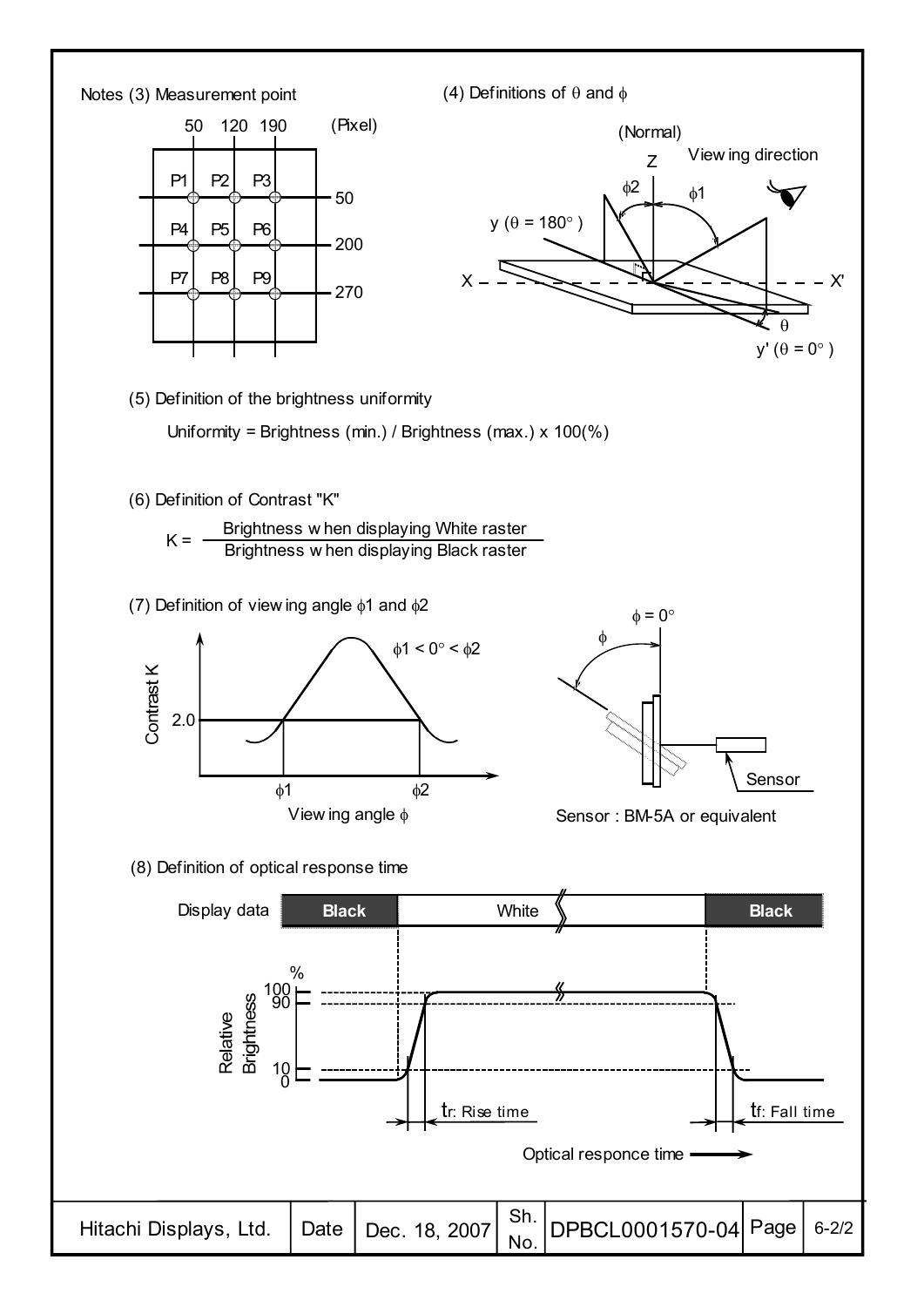Notes (3) Measurement point

| | 50 | 120 | 190 | (Pixel) |
|---|---|---|---|---|
| 50 | P1 | P2 | P3 | |
| 200 | P4 | P5 | P6 | |
| 270 | P7 | P8 | P9 | |

(4) Definitions of $\theta$ and $\phi$

(Normal) Z, Viewing direction, $\phi 2$, $\phi 1$, y ($\theta$ = 180°), X, X', $\theta$, y' ($\theta$ = 0°)

(5) Definition of the brightness uniformity

Uniformity = Brightness (min.) / Brightness (max.) x 100(%)

(6) Definition of Contrast "K"

$$K = \frac{\text{Brightness when displaying White raster}}{\text{Brightness when displaying Black raster}}$$

(7) Definition of viewing angle $\phi 1$ and $\phi 2$

$\phi 1 < 0° < \phi 2$

Contrast K: 2.0; Viewing angle $\phi$: $\phi 1$, $\phi 2$

$\phi$ = 0°, $\phi$, Sensor

Sensor : BM-5A or equivalent

(8) Definition of optical response time

Display data: Black / White / Black

Relative Brightness (%): 100, 90, 10, 0

$t_r$: Rise time

$t_f$: Fall time

Optical responce time

| Hitachi Displays, Ltd. | Date | Dec. 18, 2007 | Sh. No. | DPBCL0001570-04 | Page | 6-2/2 |
|---|---|---|---|---|---|---|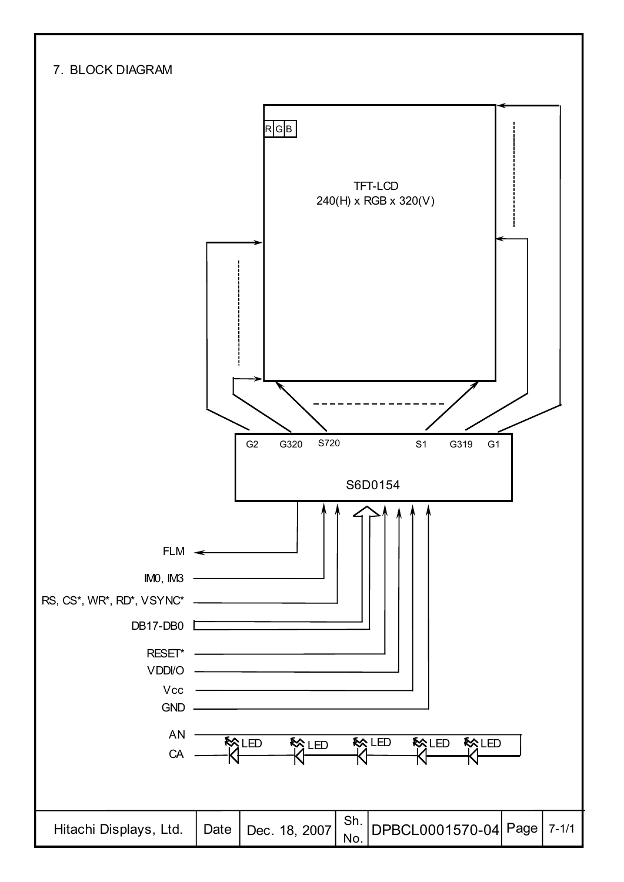## 7. BLOCK DIAGRAM

R G B

TFT-LCD
240(H) x RGB x 320(V)

G2 G320 S720 S1 G319 G1

S6D0154

FLM

IM0, IM3

RS, CS*, WR*, RD*, VSYNC*

DB17-DB0

RESET*

VDDI/O

Vcc

GND

AN

CA

LED LED LED LED LED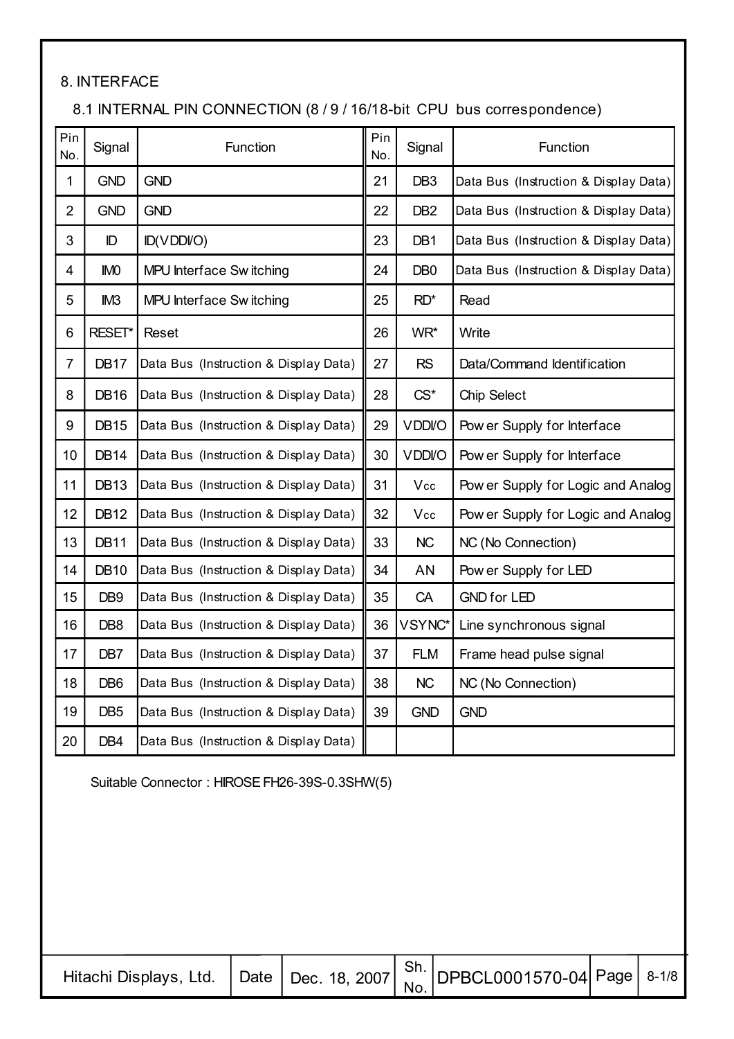## 8. INTERFACE

### 8.1 INTERNAL PIN CONNECTION (8 / 9 / 16/18-bit CPU bus correspondence)

| Pin No. | Signal | Function | Pin No. | Signal | Function |
|---|---|---|---|---|---|
| 1 | GND | GND | 21 | DB3 | Data Bus (Instruction & Display Data) |
| 2 | GND | GND | 22 | DB2 | Data Bus (Instruction & Display Data) |
| 3 | ID | ID(VDDI/O) | 23 | DB1 | Data Bus (Instruction & Display Data) |
| 4 | IM0 | MPU Interface Switching | 24 | DB0 | Data Bus (Instruction & Display Data) |
| 5 | IM3 | MPU Interface Switching | 25 | RD* | Read |
| 6 | RESET* | Reset | 26 | WR* | Write |
| 7 | DB17 | Data Bus (Instruction & Display Data) | 27 | RS | Data/Command Identification |
| 8 | DB16 | Data Bus (Instruction & Display Data) | 28 | CS* | Chip Select |
| 9 | DB15 | Data Bus (Instruction & Display Data) | 29 | VDDI/O | Power Supply for Interface |
| 10 | DB14 | Data Bus (Instruction & Display Data) | 30 | VDDI/O | Power Supply for Interface |
| 11 | DB13 | Data Bus (Instruction & Display Data) | 31 | $V_{CC}$ | Power Supply for Logic and Analog |
| 12 | DB12 | Data Bus (Instruction & Display Data) | 32 | $V_{CC}$ | Power Supply for Logic and Analog |
| 13 | DB11 | Data Bus (Instruction & Display Data) | 33 | NC | NC (No Connection) |
| 14 | DB10 | Data Bus (Instruction & Display Data) | 34 | AN | Power Supply for LED |
| 15 | DB9 | Data Bus (Instruction & Display Data) | 35 | CA | GND for LED |
| 16 | DB8 | Data Bus (Instruction & Display Data) | 36 | VSYNC* | Line synchronous signal |
| 17 | DB7 | Data Bus (Instruction & Display Data) | 37 | FLM | Frame head pulse signal |
| 18 | DB6 | Data Bus (Instruction & Display Data) | 38 | NC | NC (No Connection) |
| 19 | DB5 | Data Bus (Instruction & Display Data) | 39 | GND | GND |
| 20 | DB4 | Data Bus (Instruction & Display Data) | | | |

Suitable Connector : HIROSE FH26-39S-0.3SHW(5)

| Hitachi Displays, Ltd. | Date | Dec. 18, 2007 | Sh. No. | DPBCL0001570-04 | Page | 8-1/8 |
|---|---|---|---|---|---|---|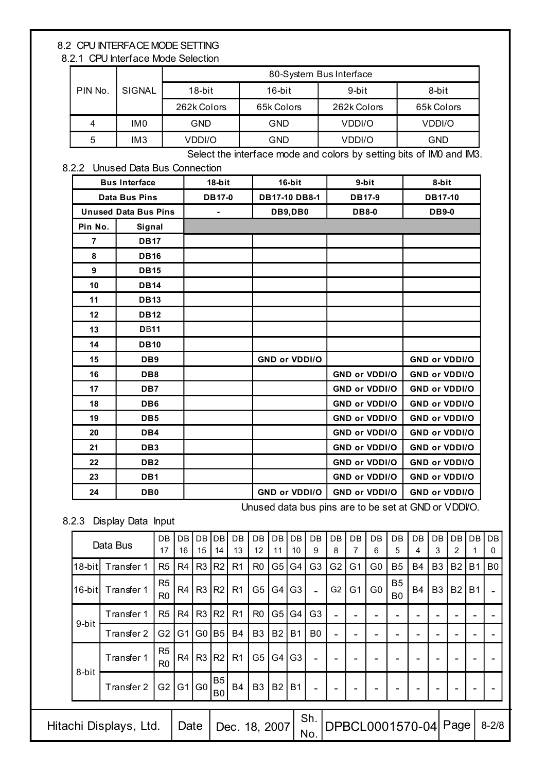## 8.2 CPU INTERFACE MODE SETTING

### 8.2.1 CPU Interface Mode Selection

| PIN No. | SIGNAL | 80-System Bus Interface | | | |
|---|---|---|---|---|---|
| | | 18-bit | 16-bit | 9-bit | 8-bit |
| | | 262k Colors | 65k Colors | 262k Colors | 65k Colors |
| 4 | IM0 | GND | GND | VDDI/O | VDDI/O |
| 5 | IM3 | VDDI/O | GND | VDDI/O | GND |

Select the interface mode and colors by setting bits of IM0 and IM3.

### 8.2.2 Unused Data Bus Connection

| Bus Interface | | 18-bit | 16-bit | 9-bit | 8-bit |
|---|---|---|---|---|---|
| Data Bus Pins | | DB17-0 | DB17-10 DB8-1 | DB17-9 | DB17-10 |
| Unused Data Bus Pins | | - | DB9,DB0 | DB8-0 | DB9-0 |
| **Pin No.** | **Signal** | | | | |
| 7 | DB17 | | | | |
| 8 | DB16 | | | | |
| 9 | DB15 | | | | |
| 10 | DB14 | | | | |
| 11 | DB13 | | | | |
| 12 | DB12 | | | | |
| 13 | DB11 | | | | |
| 14 | DB10 | | | | |
| 15 | DB9 | | GND or VDDI/O | | GND or VDDI/O |
| 16 | DB8 | | | GND or VDDI/O | GND or VDDI/O |
| 17 | DB7 | | | GND or VDDI/O | GND or VDDI/O |
| 18 | DB6 | | | GND or VDDI/O | GND or VDDI/O |
| 19 | DB5 | | | GND or VDDI/O | GND or VDDI/O |
| 20 | DB4 | | | GND or VDDI/O | GND or VDDI/O |
| 21 | DB3 | | | GND or VDDI/O | GND or VDDI/O |
| 22 | DB2 | | | GND or VDDI/O | GND or VDDI/O |
| 23 | DB1 | | | GND or VDDI/O | GND or VDDI/O |
| 24 | DB0 | | GND or VDDI/O | GND or VDDI/O | GND or VDDI/O |

Unused data bus pins are to be set at GND or VDDI/O.

### 8.2.3 Display Data Input

| Data Bus | | DB 17 | DB 16 | DB 15 | DB 14 | DB 13 | DB 12 | DB 11 | DB 10 | DB 9 | DB 8 | DB 7 | DB 6 | DB 5 | DB 4 | DB 3 | DB 2 | DB 1 | DB 0 |
|---|---|---|---|---|---|---|---|---|---|---|---|---|---|---|---|---|---|---|---|
| 18-bit | Transfer 1 | R5 | R4 | R3 | R2 | R1 | R0 | G5 | G4 | G3 | G2 | G1 | G0 | B5 | B4 | B3 | B2 | B1 | B0 |
| 16-bit | Transfer 1 | R5 R0 | R4 | R3 | R2 | R1 | G5 | G4 | G3 | - | G2 | G1 | G0 | B5 B0 | B4 | B3 | B2 | B1 | - |
| 9-bit | Transfer 1 | R5 | R4 | R3 | R2 | R1 | R0 | G5 | G4 | G3 | - | - | - | - | - | - | - | - | - |
| | Transfer 2 | G2 | G1 | G0 | B5 | B4 | B3 | B2 | B1 | B0 | - | - | - | - | - | - | - | - | - |
| 8-bit | Transfer 1 | R5 R0 | R4 | R3 | R2 | R1 | G5 | G4 | G3 | - | - | - | - | - | - | - | - | - | - |
| | Transfer 2 | G2 | G1 | G0 | B5 B0 | B4 | B3 | B2 | B1 | - | - | - | - | - | - | - | - | - | - |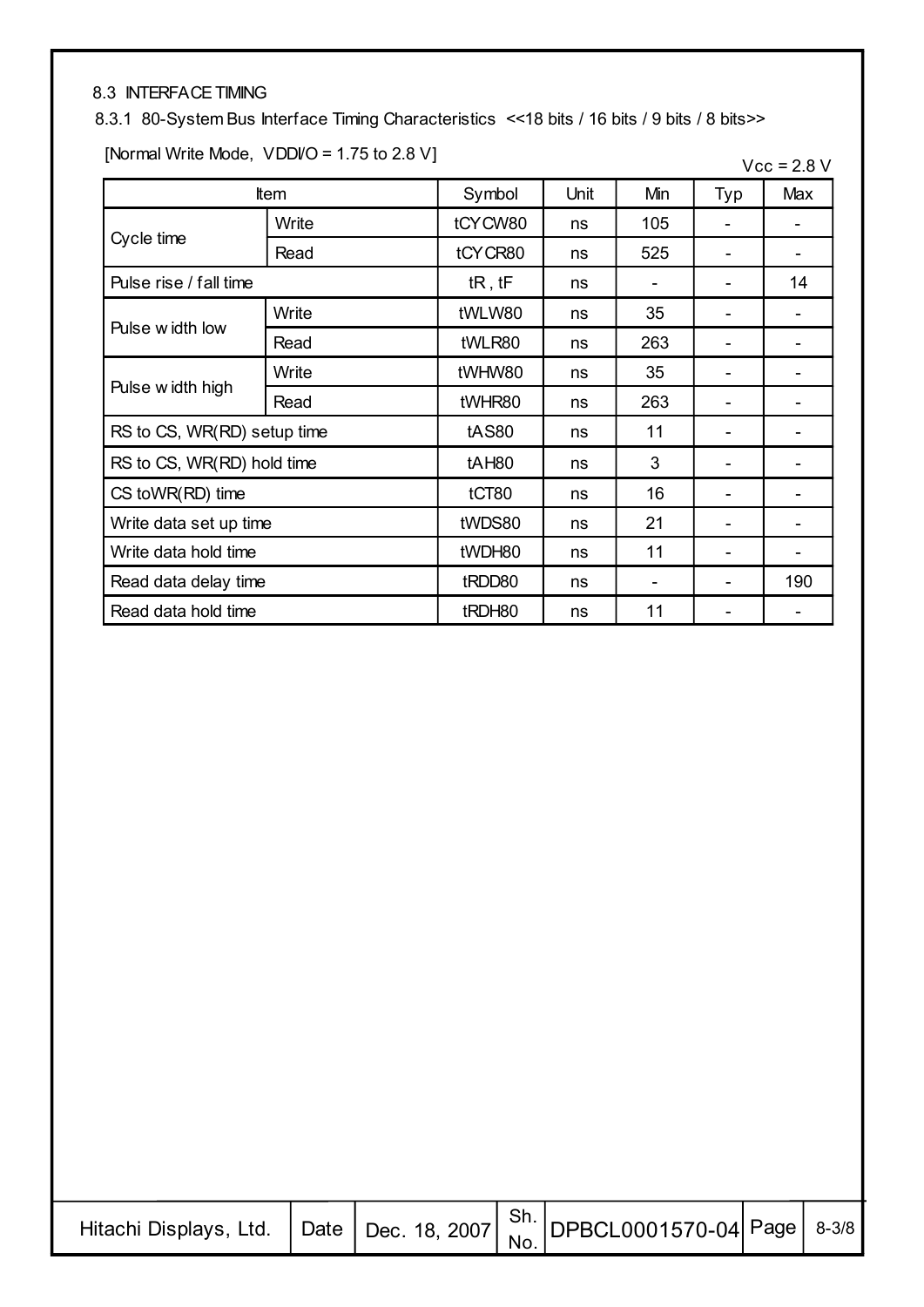## 8.3 INTERFACE TIMING

### 8.3.1 80-System Bus Interface Timing Characteristics <<18 bits / 16 bits / 9 bits / 8 bits>>

[Normal Write Mode, VDDI/O = 1.75 to 2.8 V]

Vcc = 2.8 V

| Item | | Symbol | Unit | Min | Typ | Max |
|---|---|---|---|---|---|---|
| Cycle time | Write | tCYCW80 | ns | 105 | - | - |
| | Read | tCYCR80 | ns | 525 | - | - |
| Pulse rise / fall time | | tR , tF | ns | - | - | 14 |
| Pulse width low | Write | tWLW80 | ns | 35 | - | - |
| | Read | tWLR80 | ns | 263 | - | - |
| Pulse width high | Write | tWHW80 | ns | 35 | - | - |
| | Read | tWHR80 | ns | 263 | - | - |
| RS to CS, WR(RD) setup time | | tAS80 | ns | 11 | - | - |
| RS to CS, WR(RD) hold time | | tAH80 | ns | 3 | - | - |
| CS toWR(RD) time | | tCT80 | ns | 16 | - | - |
| Write data set up time | | tWDS80 | ns | 21 | - | - |
| Write data hold time | | tWDH80 | ns | 11 | - | - |
| Read data delay time | | tRDD80 | ns | - | - | 190 |
| Read data hold time | | tRDH80 | ns | 11 | - | - |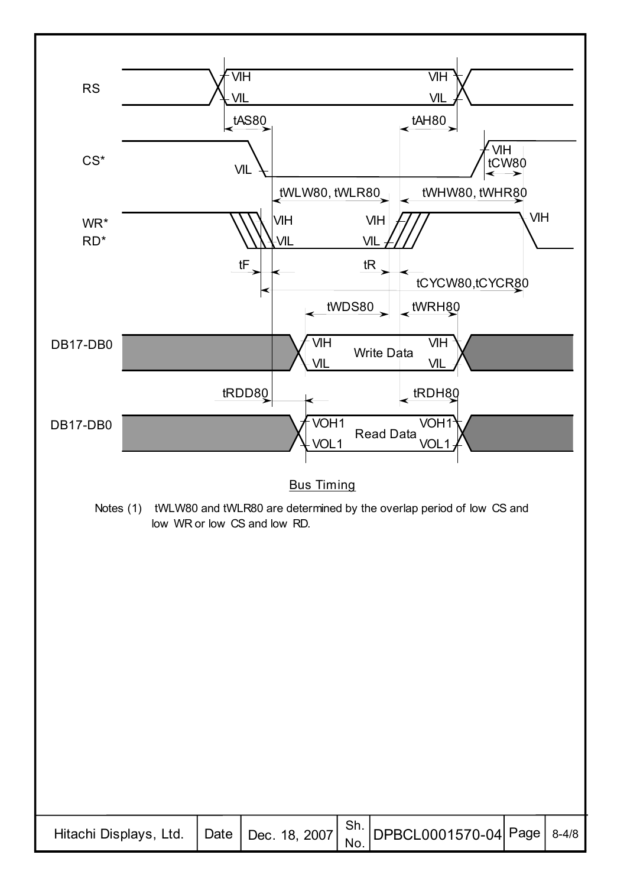Bus Timing

Notes (1) tWLW80 and tWLR80 are determined by the overlap period of low CS and low WR or low CS and low RD.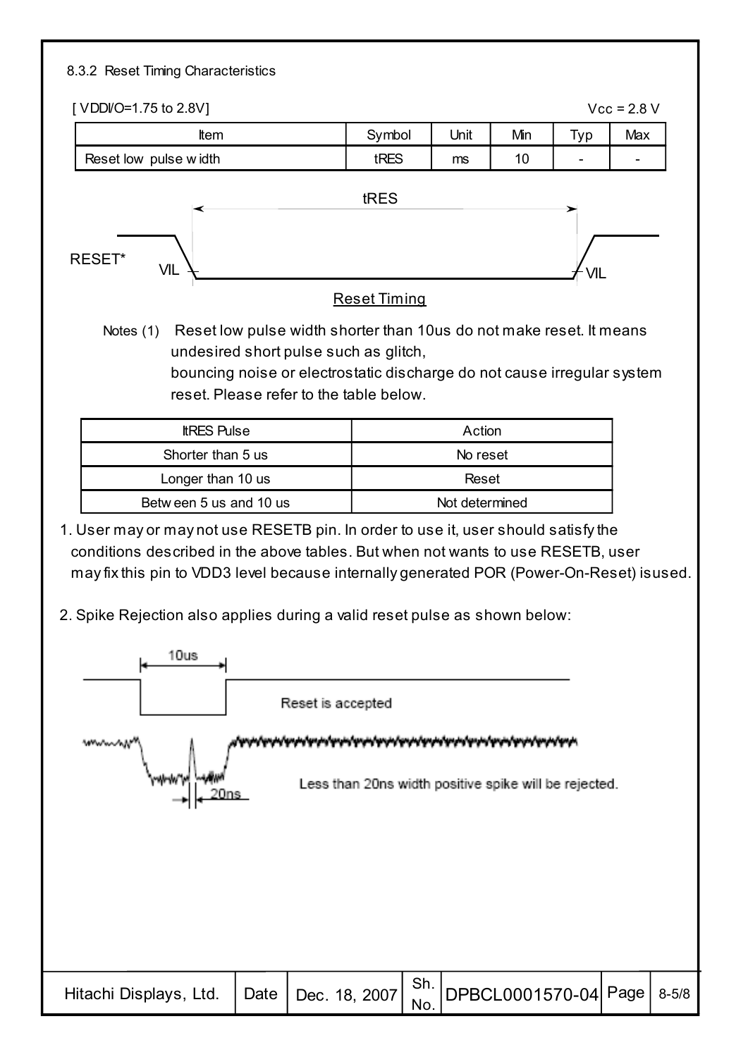### 8.3.2 Reset Timing Characteristics

[ VDDI/O=1.75 to 2.8V]    Vcc = 2.8 V

| Item | Symbol | Unit | Min | Typ | Max |
|---|---|---|---|---|---|
| Reset low pulse width | tRES | ms | 10 | - | - |

Reset Timing

Notes (1) Reset low pulse width shorter than 10us do not make reset. It means undesired short pulse such as glitch, bouncing noise or electrostatic discharge do not cause irregular system reset. Please refer to the table below.

| ltRES Pulse | Action |
|---|---|
| Shorter than 5 us | No reset |
| Longer than 10 us | Reset |
| Between 5 us and 10 us | Not determined |

1. User may or may not use RESETB pin. In order to use it, user should satisfy the conditions described in the above tables. But when not wants to use RESETB, user may fix this pin to VDD3 level because internally generated POR (Power-On-Reset) is used.

2. Spike Rejection also applies during a valid reset pulse as shown below:

Reset is accepted

Less than 20ns width positive spike will be rejected.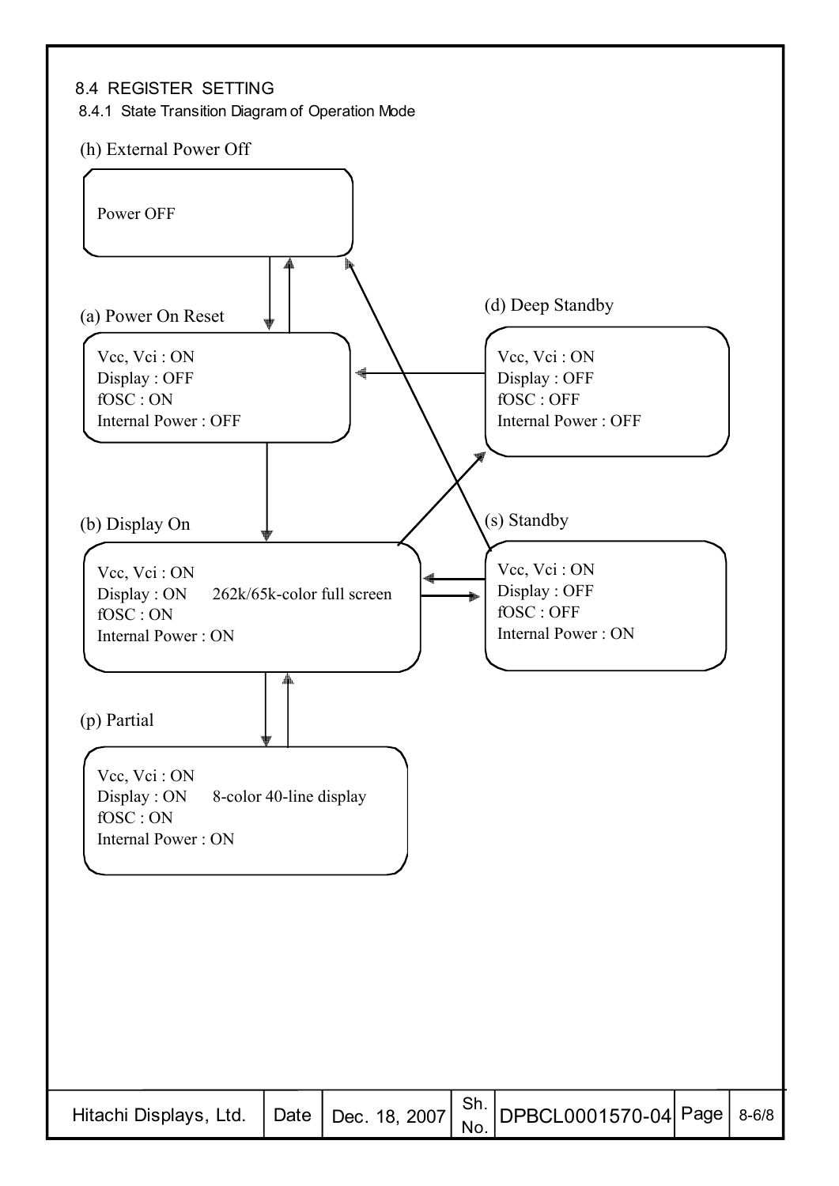## 8.4 REGISTER SETTING

### 8.4.1 State Transition Diagram of Operation Mode

(h) External Power Off

Power OFF

(a) Power On Reset

Vcc, Vci : ON
Display : OFF
fOSC : ON
Internal Power : OFF

(d) Deep Standby

Vcc, Vci : ON
Display : OFF
fOSC : OFF
Internal Power : OFF

(b) Display On

Vcc, Vci : ON
Display : ON 262k/65k-color full screen
fOSC : ON
Internal Power : ON

(s) Standby

Vcc, Vci : ON
Display : OFF
fOSC : OFF
Internal Power : ON

(p) Partial

Vcc, Vci : ON
Display : ON 8-color 40-line display
fOSC : ON
Internal Power : ON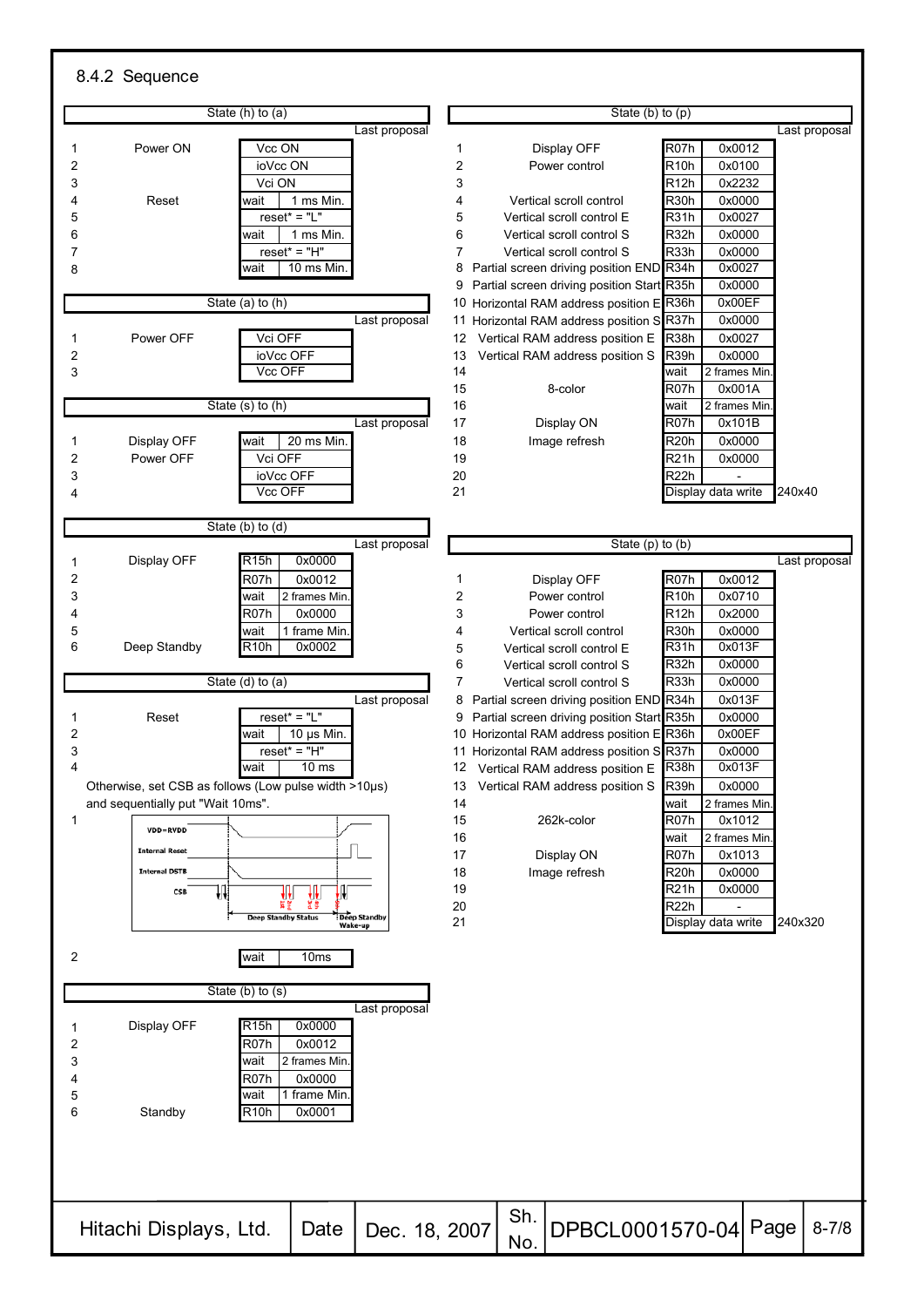## 8.4.2 Sequence

**State (h) to (a)** — Last proposal

| No. | Item | | |
|---|---|---|---|
| 1 | Power ON | Vcc ON | |
| 2 | | ioVcc ON | |
| 3 | | Vci ON | |
| 4 | Reset | wait | 1 ms Min. |
| 5 | | reset* = "L" | |
| 6 | | wait | 1 ms Min. |
| 7 | | reset* = "H" | |
| 8 | | wait | 10 ms Min. |

**State (a) to (h)** — Last proposal

| No. | Item | |
|---|---|---|
| 1 | Power OFF | Vci OFF |
| 2 | | ioVcc OFF |
| 3 | | Vcc OFF |

**State (s) to (h)** — Last proposal

| No. | Item | | |
|---|---|---|---|
| 1 | Display OFF | wait | 20 ms Min. |
| 2 | Power OFF | Vci OFF | |
| 3 | | ioVcc OFF | |
| 4 | | Vcc OFF | |

**State (b) to (d)** — Last proposal

| No. | Item | | |
|---|---|---|---|
| 1 | Display OFF | R15h | 0x0000 |
| 2 | | R07h | 0x0012 |
| 3 | | wait | 2 frames Min. |
| 4 | | R07h | 0x0000 |
| 5 | | wait | 1 frame Min. |
| 6 | Deep Standby | R10h | 0x0002 |

**State (d) to (a)** — Last proposal

| No. | Item | | |
|---|---|---|---|
| 1 | Reset | reset* = "L" | |
| 2 | | wait | 10 μs Min. |
| 3 | | reset* = "H" | |
| 4 | | wait | 10 ms |

Otherwise, set CSB as follows (Low pulse width >10μs) and sequentially put "Wait 10ms".

1 (Timing diagram: VDD=RVDD, Internal Reset, Internal DSTB, CSB; Deep Standby Status, Deep Standby Wake-up)

| 2 | wait | 10ms |
|---|---|---|

**State (b) to (s)** — Last proposal

| No. | Item | | |
|---|---|---|---|
| 1 | Display OFF | R15h | 0x0000 |
| 2 | | R07h | 0x0012 |
| 3 | | wait | 2 frames Min. |
| 4 | | R07h | 0x0000 |
| 5 | | wait | 1 frame Min. |
| 6 | Standby | R10h | 0x0001 |

**State (b) to (p)** — Last proposal

| No. | Item | | | |
|---|---|---|---|---|
| 1 | Display OFF | R07h | 0x0012 | |
| 2 | Power control | R10h | 0x0100 | |
| 3 | | R12h | 0x2232 | |
| 4 | Vertical scroll control | R30h | 0x0000 | |
| 5 | Vertical scroll control E | R31h | 0x0027 | |
| 6 | Vertical scroll control S | R32h | 0x0000 | |
| 7 | Vertical scroll control S | R33h | 0x0000 | |
| 8 | Partial screen driving position END | R34h | 0x0027 | |
| 9 | Partial screen driving position Start | R35h | 0x0000 | |
| 10 | Horizontal RAM address position E | R36h | 0x00EF | |
| 11 | Horizontal RAM address position S | R37h | 0x0000 | |
| 12 | Vertical RAM address position E | R38h | 0x0027 | |
| 13 | Vertical RAM address position S | R39h | 0x0000 | |
| 14 | | wait | 2 frames Min. | |
| 15 | 8-color | R07h | 0x001A | |
| 16 | | wait | 2 frames Min. | |
| 17 | Display ON | R07h | 0x101B | |
| 18 | Image refresh | R20h | 0x0000 | |
| 19 | | R21h | 0x0000 | |
| 20 | | R22h | - | |
| 21 | | Display data write | | 240x40 |

**State (p) to (b)** — Last proposal

| No. | Item | | | |
|---|---|---|---|---|
| 1 | Display OFF | R07h | 0x0012 | |
| 2 | Power control | R10h | 0x0710 | |
| 3 | Power control | R12h | 0x2000 | |
| 4 | Vertical scroll control | R30h | 0x0000 | |
| 5 | Vertical scroll control E | R31h | 0x013F | |
| 6 | Vertical scroll control S | R32h | 0x0000 | |
| 7 | Vertical scroll control S | R33h | 0x0000 | |
| 8 | Partial screen driving position END | R34h | 0x013F | |
| 9 | Partial screen driving position Start | R35h | 0x0000 | |
| 10 | Horizontal RAM address position E | R36h | 0x00EF | |
| 11 | Horizontal RAM address position S | R37h | 0x0000 | |
| 12 | Vertical RAM address position E | R38h | 0x013F | |
| 13 | Vertical RAM address position S | R39h | 0x0000 | |
| 14 | | wait | 2 frames Min. | |
| 15 | 262k-color | R07h | 0x1012 | |
| 16 | | wait | 2 frames Min. | |
| 17 | Display ON | R07h | 0x1013 | |
| 18 | Image refresh | R20h | 0x0000 | |
| 19 | | R21h | 0x0000 | |
| 20 | | R22h | - | |
| 21 | | Display data write | | 240x320 |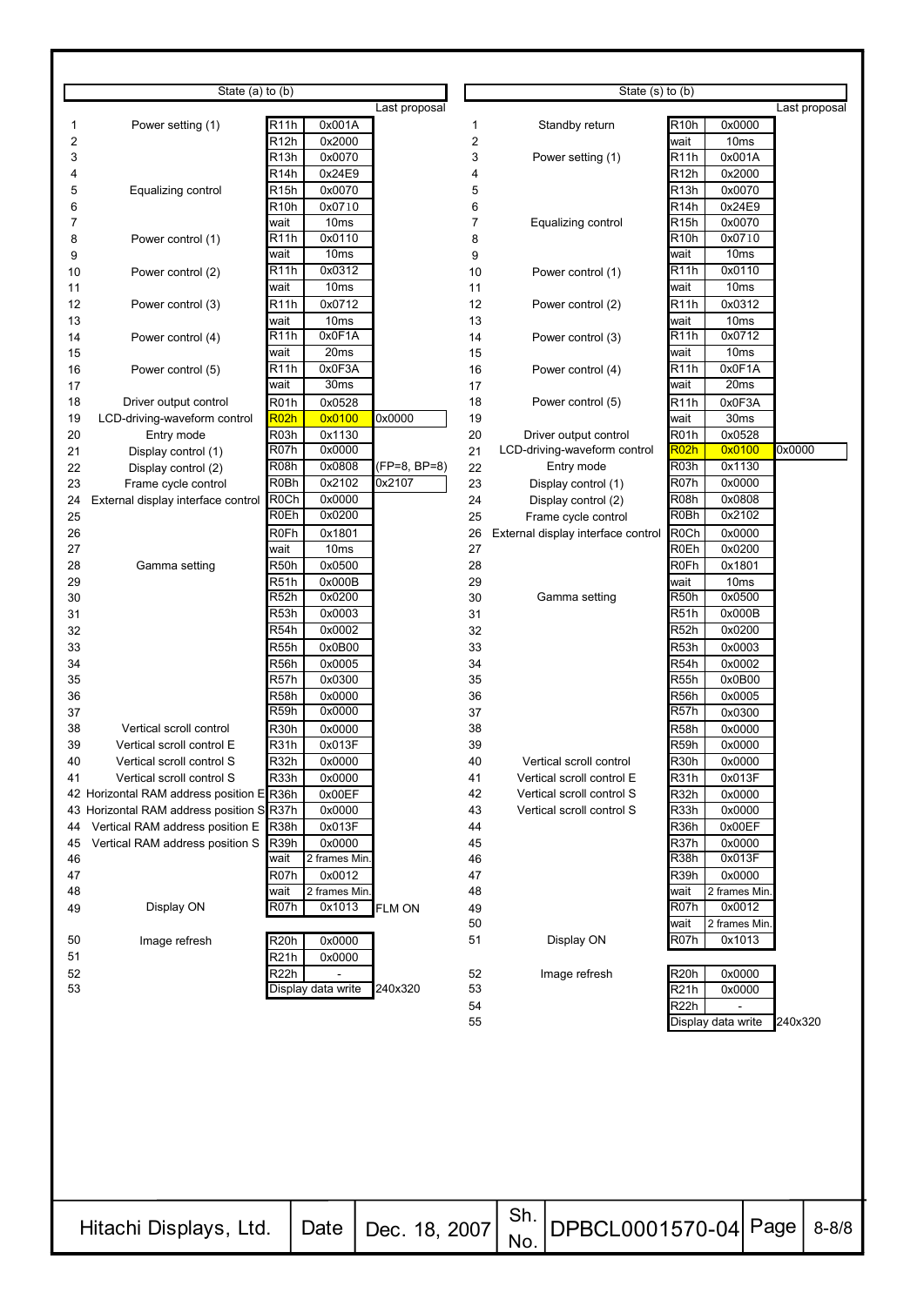## State (a) to (b)

| No. | Item | Register | Value | Last proposal |
|---|---|---|---|---|
| 1 | Power setting (1) | R11h | 0x001A | |
| 2 | | R12h | 0x2000 | |
| 3 | | R13h | 0x0070 | |
| 4 | | R14h | 0x24E9 | |
| 5 | Equalizing control | R15h | 0x0070 | |
| 6 | | R10h | 0x0710 | |
| 7 | | wait | 10ms | |
| 8 | Power control (1) | R11h | 0x0110 | |
| 9 | | wait | 10ms | |
| 10 | Power control (2) | R11h | 0x0312 | |
| 11 | | wait | 10ms | |
| 12 | Power control (3) | R11h | 0x0712 | |
| 13 | | wait | 10ms | |
| 14 | Power control (4) | R11h | 0x0F1A | |
| 15 | | wait | 20ms | |
| 16 | Power control (5) | R11h | 0x0F3A | |
| 17 | | wait | 30ms | |
| 18 | Driver output control | R01h | 0x0528 | |
| 19 | LCD-driving-waveform control | R02h | 0x0100 | 0x0000 |
| 20 | Entry mode | R03h | 0x1130 | |
| 21 | Display control (1) | R07h | 0x0000 | |
| 22 | Display control (2) | R08h | 0x0808 | (FP=8, BP=8) |
| 23 | Frame cycle control | R0Bh | 0x2102 | 0x2107 |
| 24 | External display interface control | R0Ch | 0x0000 | |
| 25 | | R0Eh | 0x0200 | |
| 26 | | R0Fh | 0x1801 | |
| 27 | | wait | 10ms | |
| 28 | Gamma setting | R50h | 0x0500 | |
| 29 | | R51h | 0x000B | |
| 30 | | R52h | 0x0200 | |
| 31 | | R53h | 0x0003 | |
| 32 | | R54h | 0x0002 | |
| 33 | | R55h | 0x0B00 | |
| 34 | | R56h | 0x0005 | |
| 35 | | R57h | 0x0300 | |
| 36 | | R58h | 0x0000 | |
| 37 | | R59h | 0x0000 | |
| 38 | Vertical scroll control | R30h | 0x0000 | |
| 39 | Vertical scroll control E | R31h | 0x013F | |
| 40 | Vertical scroll control S | R32h | 0x0000 | |
| 41 | Vertical scroll control S | R33h | 0x0000 | |
| 42 | Horizontal RAM address position E | R36h | 0x00EF | |
| 43 | Horizontal RAM address position S | R37h | 0x0000 | |
| 44 | Vertical RAM address position E | R38h | 0x013F | |
| 45 | Vertical RAM address position S | R39h | 0x0000 | |
| 46 | | wait | 2 frames Min. | |
| 47 | | R07h | 0x0012 | |
| 48 | | wait | 2 frames Min. | |
| 49 | Display ON | R07h | 0x1013 | FLM ON |
| 50 | Image refresh | R20h | 0x0000 | |
| 51 | | R21h | 0x0000 | |
| 52 | | R22h | - | |
| 53 | | Display data write | | 240x320 |

## State (s) to (b)

| No. | Item | Register | Value | Last proposal |
|---|---|---|---|---|
| 1 | Standby return | R10h | 0x0000 | |
| 2 | | wait | 10ms | |
| 3 | Power setting (1) | R11h | 0x001A | |
| 4 | | R12h | 0x2000 | |
| 5 | | R13h | 0x0070 | |
| 6 | | R14h | 0x24E9 | |
| 7 | Equalizing control | R15h | 0x0070 | |
| 8 | | R10h | 0x0710 | |
| 9 | | wait | 10ms | |
| 10 | Power control (1) | R11h | 0x0110 | |
| 11 | | wait | 10ms | |
| 12 | Power control (2) | R11h | 0x0312 | |
| 13 | | wait | 10ms | |
| 14 | Power control (3) | R11h | 0x0712 | |
| 15 | | wait | 10ms | |
| 16 | Power control (4) | R11h | 0x0F1A | |
| 17 | | wait | 20ms | |
| 18 | Power control (5) | R11h | 0x0F3A | |
| 19 | | wait | 30ms | |
| 20 | Driver output control | R01h | 0x0528 | |
| 21 | LCD-driving-waveform control | R02h | 0x0100 | 0x0000 |
| 22 | Entry mode | R03h | 0x1130 | |
| 23 | Display control (1) | R07h | 0x0000 | |
| 24 | Display control (2) | R08h | 0x0808 | |
| 25 | Frame cycle control | R0Bh | 0x2102 | |
| 26 | External display interface control | R0Ch | 0x0000 | |
| 27 | | R0Eh | 0x0200 | |
| 28 | | R0Fh | 0x1801 | |
| 29 | | wait | 10ms | |
| 30 | Gamma setting | R50h | 0x0500 | |
| 31 | | R51h | 0x000B | |
| 32 | | R52h | 0x0200 | |
| 33 | | R53h | 0x0003 | |
| 34 | | R54h | 0x0002 | |
| 35 | | R55h | 0x0B00 | |
| 36 | | R56h | 0x0005 | |
| 37 | | R57h | 0x0300 | |
| 38 | | R58h | 0x0000 | |
| 39 | | R59h | 0x0000 | |
| 40 | Vertical scroll control | R30h | 0x0000 | |
| 41 | Vertical scroll control E | R31h | 0x013F | |
| 42 | Vertical scroll control S | R32h | 0x0000 | |
| 43 | Vertical scroll control S | R33h | 0x0000 | |
| 44 | | R36h | 0x00EF | |
| 45 | | R37h | 0x0000 | |
| 46 | | R38h | 0x013F | |
| 47 | | R39h | 0x0000 | |
| 48 | | wait | 2 frames Min. | |
| 49 | | R07h | 0x0012 | |
| 50 | | wait | 2 frames Min. | |
| 51 | Display ON | R07h | 0x1013 | |
| 52 | Image refresh | R20h | 0x0000 | |
| 53 | | R21h | 0x0000 | |
| 54 | | R22h | - | |
| 55 | | Display data write | | 240x320 |

| Hitachi Displays, Ltd. | Date | Dec. 18, 2007 | Sh. No. | DPBCL0001570-04 | Page | 8-8/8 |
|---|---|---|---|---|---|---|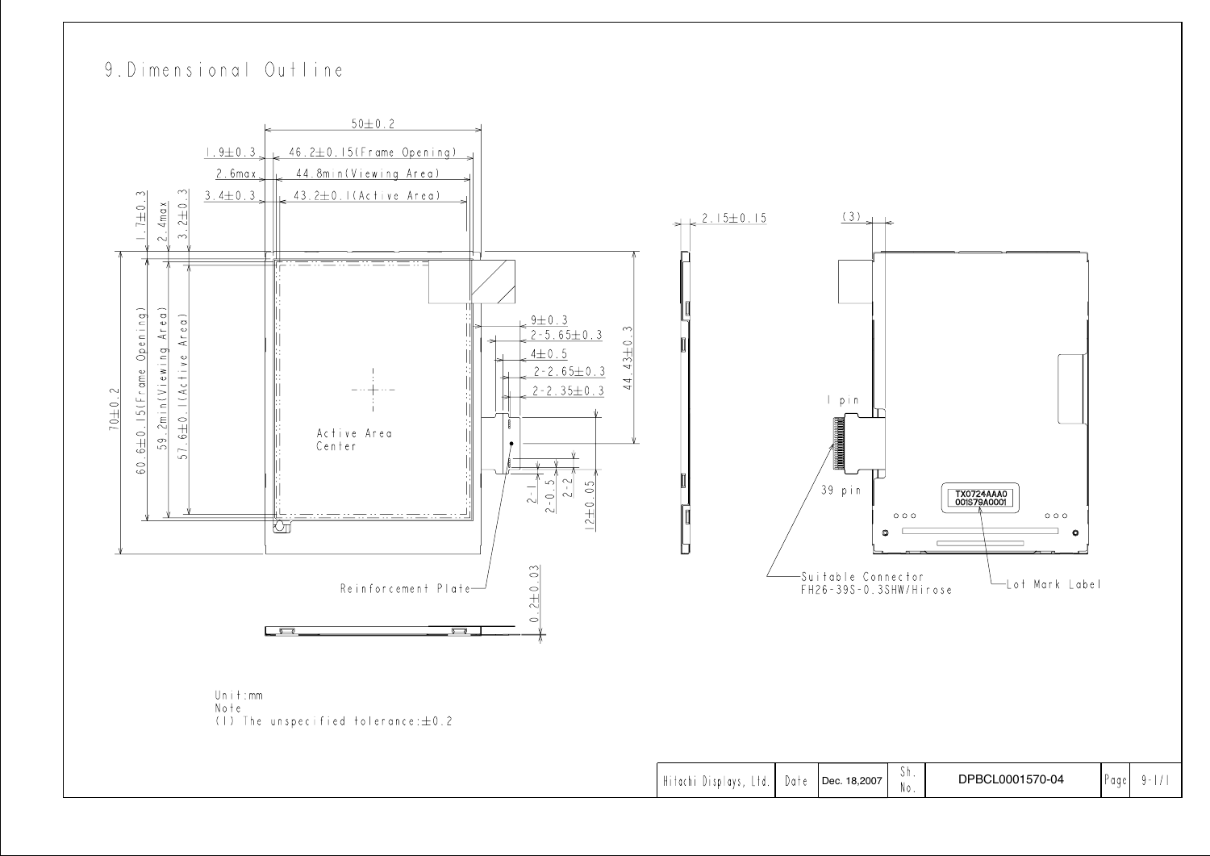# 9. Dimensional Outline

50±0.2

1.9±0.3 46.2±0.15(Frame Opening)

2.6max 44.8min(Viewing Area)

3.4±0.3 43.2±0.1(Active Area)

1.7±0.3

2.4max

3.2±0.3

70±0.2

60.6±0.15(Frame Opening)

59.2min(Viewing Area)

57.6±0.1(Active Area)

Active Area Center

44.43±0.3

9±0.3

2-5.65±0.3

4±0.5

2-2.65±0.3

2-2.35±0.3

2-1

2-0.5

2-2

12±0.05

Reinforcement Plate

0.2±0.03

2.15±0.15

(3)

1 pin

39 pin

TX0724AAA0

001S79A0001

Suitable Connector
FH26-39S-0.3SHW/Hirose

Lot Mark Label

Unit:mm

Note

(1) The unspecified tolerance:±0.2

| | | | | | | | |
|---|---|---|---|---|---|---|---|
| Hitachi Displays, Ltd. | Date | Dec. 18,2007 | Sh. No. | DPBCL0001570-04 | Page | 9-1/1 |